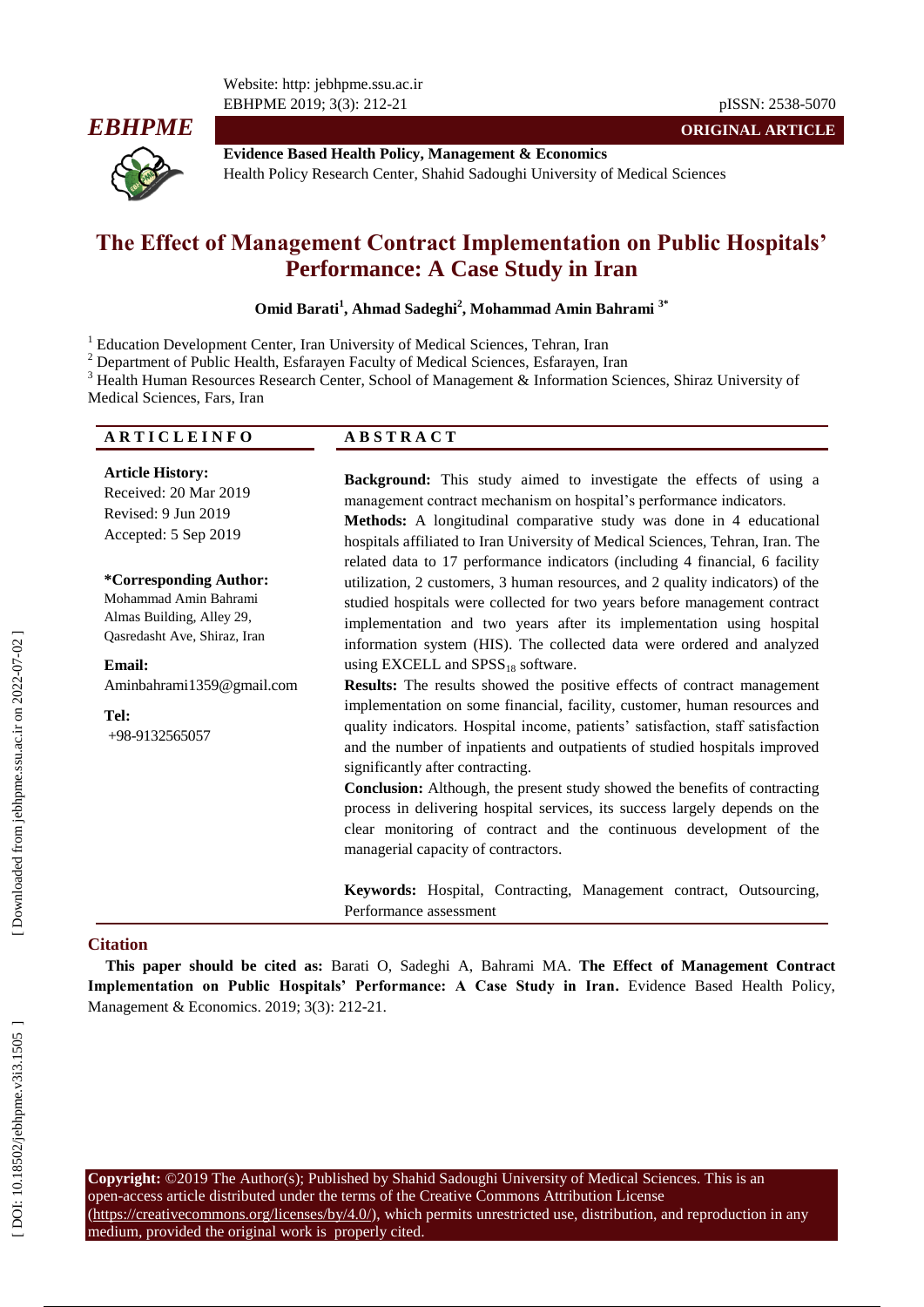**ORIGINAL ARTICLE**

**Evidence Based Health Policy, Management & Economics**
Health Policy Research Center, Shahid Sadoughi University of Medical Sciences

# The Effect of Management Contract Implementation on Public Hospitals' Performance: A Case Study in Iran

**Omid Barati[1], Ahmad Sadeghi[2], Mohammad Amin Bahrami [3*]**

[1] Education Development Center, Iran University of Medical Sciences, Tehran, Iran
[2] Department of Public Health, Esfarayen Faculty of Medical Sciences, Esfarayen, Iran
[3] Health Human Resources Research Center, School of Management & Information Sciences, Shiraz University of Medical Sciences, Fars, Iran

## ARTICLE INFO

**Article History:**
Received: 20 Mar 2019
Revised: 9 Jun 2019
Accepted: 5 Sep 2019

**\*Corresponding Author:**
Mohammad Amin Bahrami
Almas Building, Alley 29, Qasredasht Ave, Shiraz, Iran

**Email:**
Aminbahrami1359@gmail.com

**Tel:**
+98-9132565057

## ABSTRACT

**Background:** This study aimed to investigate the effects of using a management contract mechanism on hospital's performance indicators.

**Methods:** A longitudinal comparative study was done in 4 educational hospitals affiliated to Iran University of Medical Sciences, Tehran, Iran. The related data to 17 performance indicators (including 4 financial, 6 facility utilization, 2 customers, 3 human resources, and 2 quality indicators) of the studied hospitals were collected for two years before management contract implementation and two years after its implementation using hospital information system (HIS). The collected data were ordered and analyzed using EXCELL and $SPSS_{18}$ software.

**Results:** The results showed the positive effects of contract management implementation on some financial, facility, customer, human resources and quality indicators. Hospital income, patients' satisfaction, staff satisfaction and the number of inpatients and outpatients of studied hospitals improved significantly after contracting.

**Conclusion:** Although, the present study showed the benefits of contracting process in delivering hospital services, its success largely depends on the clear monitoring of contract and the continuous development of the managerial capacity of contractors.

**Keywords:** Hospital, Contracting, Management contract, Outsourcing, Performance assessment

## Citation

**This paper should be cited as:** Barati O, Sadeghi A, Bahrami MA. **The Effect of Management Contract Implementation on Public Hospitals' Performance: A Case Study in Iran.** Evidence Based Health Policy, Management & Economics. 2019; 3(3): 212-21.

**Copyright:** ©2019 The Author(s); Published by Shahid Sadoughi University of Medical Sciences. This is an open-access article distributed under the terms of the Creative Commons Attribution License (https://creativecommons.org/licenses/by/4.0/), which permits unrestricted use, distribution, and reproduction in any medium, provided the original work is properly cited.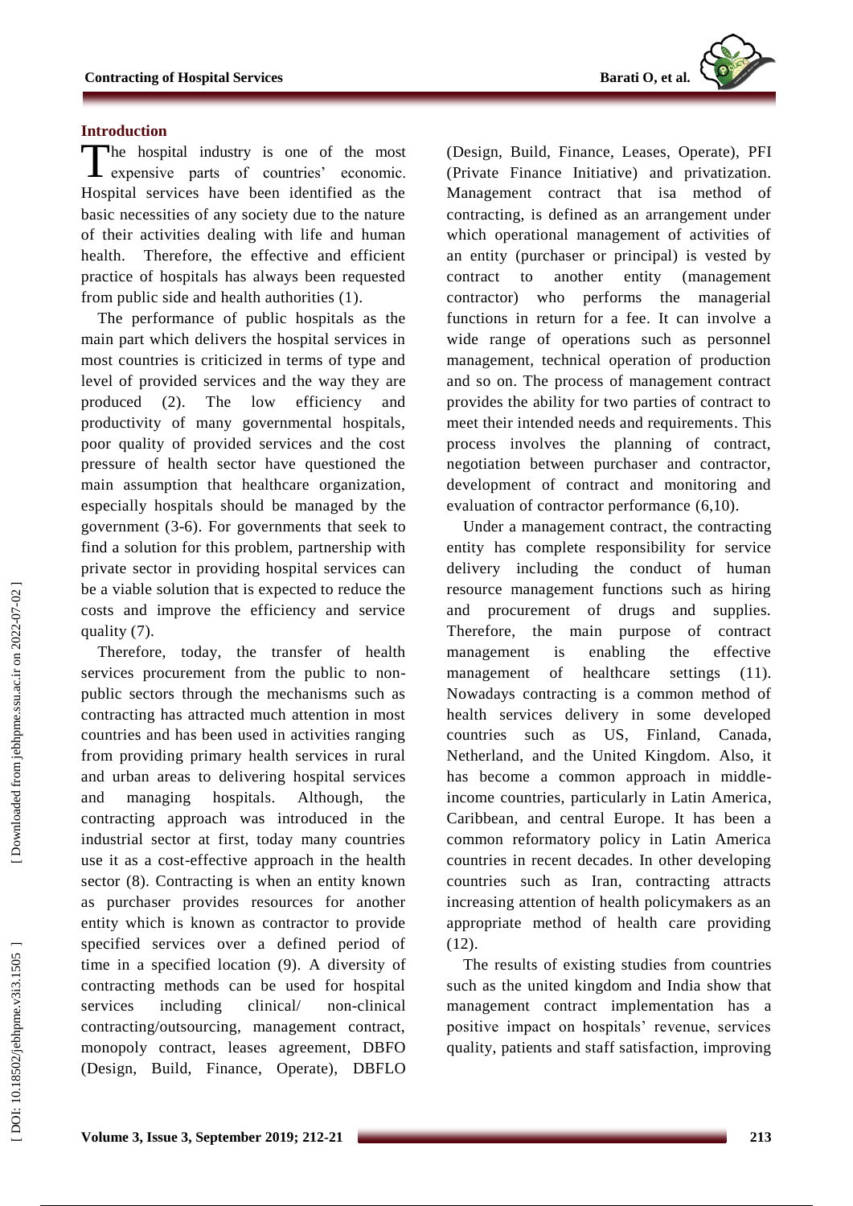## Introduction

The hospital industry is one of the most expensive parts of countries' economic. Hospital services have been identified as the basic necessities of any society due to the nature of their activities dealing with life and human health. Therefore, the effective and efficient practice of hospitals has always been requested from public side and health authorities (1).

The performance of public hospitals as the main part which delivers the hospital services in most countries is criticized in terms of type and level of provided services and the way they are produced (2). The low efficiency and productivity of many governmental hospitals, poor quality of provided services and the cost pressure of health sector have questioned the main assumption that healthcare organization, especially hospitals should be managed by the government (3-6). For governments that seek to find a solution for this problem, partnership with private sector in providing hospital services can be a viable solution that is expected to reduce the costs and improve the efficiency and service quality (7).

Therefore, today, the transfer of health services procurement from the public to non-public sectors through the mechanisms such as contracting has attracted much attention in most countries and has been used in activities ranging from providing primary health services in rural and urban areas to delivering hospital services and managing hospitals. Although, the contracting approach was introduced in the industrial sector at first, today many countries use it as a cost-effective approach in the health sector (8). Contracting is when an entity known as purchaser provides resources for another entity which is known as contractor to provide specified services over a defined period of time in a specified location (9). A diversity of contracting methods can be used for hospital services including clinical/ non-clinical contracting/outsourcing, management contract, monopoly contract, leases agreement, DBFO (Design, Build, Finance, Operate), DBFLO (Design, Build, Finance, Leases, Operate), PFI (Private Finance Initiative) and privatization. Management contract that isa method of contracting, is defined as an arrangement under which operational management of activities of an entity (purchaser or principal) is vested by contract to another entity (management contractor) who performs the managerial functions in return for a fee. It can involve a wide range of operations such as personnel management, technical operation of production and so on. The process of management contract provides the ability for two parties of contract to meet their intended needs and requirements. This process involves the planning of contract, negotiation between purchaser and contractor, development of contract and monitoring and evaluation of contractor performance (6,10).

Under a management contract, the contracting entity has complete responsibility for service delivery including the conduct of human resource management functions such as hiring and procurement of drugs and supplies. Therefore, the main purpose of contract management is enabling the effective management of healthcare settings (11). Nowadays contracting is a common method of health services delivery in some developed countries such as US, Finland, Canada, Netherland, and the United Kingdom. Also, it has become a common approach in middle-income countries, particularly in Latin America, Caribbean, and central Europe. It has been a common reformatory policy in Latin America countries in recent decades. In other developing countries such as Iran, contracting attracts increasing attention of health policymakers as an appropriate method of health care providing (12).

The results of existing studies from countries such as the united kingdom and India show that management contract implementation has a positive impact on hospitals' revenue, services quality, patients and staff satisfaction, improving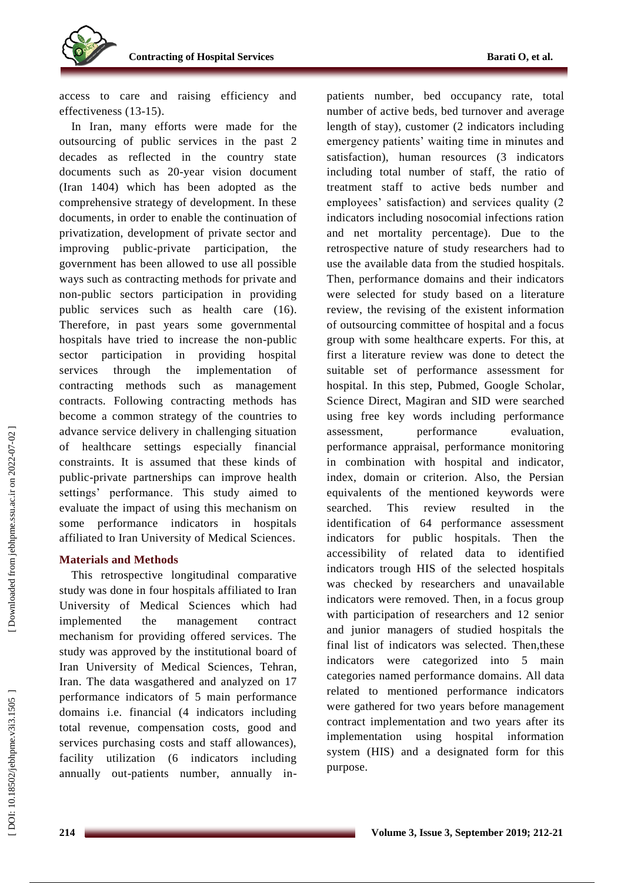access to care and raising efficiency and effectiveness (13-15).

In Iran, many efforts were made for the outsourcing of public services in the past 2 decades as reflected in the country state documents such as 20-year vision document (Iran 1404) which has been adopted as the comprehensive strategy of development. In these documents, in order to enable the continuation of privatization, development of private sector and improving public-private participation, the government has been allowed to use all possible ways such as contracting methods for private and non-public sectors participation in providing public services such as health care (16). Therefore, in past years some governmental hospitals have tried to increase the non-public sector participation in providing hospital services through the implementation of contracting methods such as management contracts. Following contracting methods has become a common strategy of the countries to advance service delivery in challenging situation of healthcare settings especially financial constraints. It is assumed that these kinds of public-private partnerships can improve health settings' performance. This study aimed to evaluate the impact of using this mechanism on some performance indicators in hospitals affiliated to Iran University of Medical Sciences.

## Materials and Methods

This retrospective longitudinal comparative study was done in four hospitals affiliated to Iran University of Medical Sciences which had implemented the management contract mechanism for providing offered services. The study was approved by the institutional board of Iran University of Medical Sciences, Tehran, Iran. The data wasgathered and analyzed on 17 performance indicators of 5 main performance domains i.e. financial (4 indicators including total revenue, compensation costs, good and services purchasing costs and staff allowances), facility utilization (6 indicators including annually out-patients number, annually in-patients number, bed occupancy rate, total number of active beds, bed turnover and average length of stay), customer (2 indicators including emergency patients' waiting time in minutes and satisfaction), human resources (3 indicators including total number of staff, the ratio of treatment staff to active beds number and employees' satisfaction) and services quality (2 indicators including nosocomial infections ration and net mortality percentage). Due to the retrospective nature of study researchers had to use the available data from the studied hospitals. Then, performance domains and their indicators were selected for study based on a literature review, the revising of the existent information of outsourcing committee of hospital and a focus group with some healthcare experts. For this, at first a literature review was done to detect the suitable set of performance assessment for hospital. In this step, Pubmed, Google Scholar, Science Direct, Magiran and SID were searched using free key words including performance assessment, performance evaluation, performance appraisal, performance monitoring in combination with hospital and indicator, index, domain or criterion. Also, the Persian equivalents of the mentioned keywords were searched. This review resulted in the identification of 64 performance assessment indicators for public hospitals. Then the accessibility of related data to identified indicators trough HIS of the selected hospitals was checked by researchers and unavailable indicators were removed. Then, in a focus group with participation of researchers and 12 senior and junior managers of studied hospitals the final list of indicators was selected. Then,these indicators were categorized into 5 main categories named performance domains. All data related to mentioned performance indicators were gathered for two years before management contract implementation and two years after its implementation using hospital information system (HIS) and a designated form for this purpose.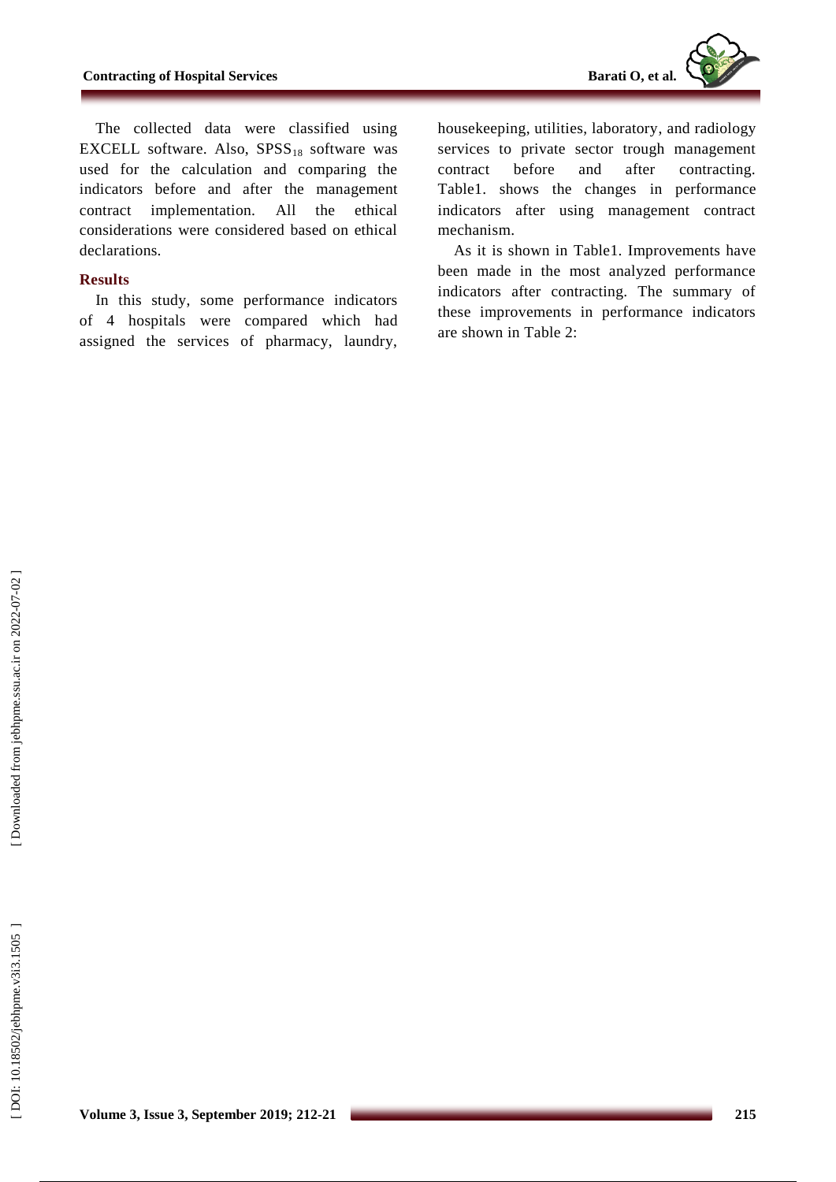The collected data were classified using EXCELL software. Also, $SPSS_{18}$ software was used for the calculation and comparing the indicators before and after the management contract implementation. All the ethical considerations were considered based on ethical declarations.

## Results

In this study, some performance indicators of 4 hospitals were compared which had assigned the services of pharmacy, laundry, housekeeping, utilities, laboratory, and radiology services to private sector trough management contract before and after contracting. Table1. shows the changes in performance indicators after using management contract mechanism.

As it is shown in Table1. Improvements have been made in the most analyzed performance indicators after contracting. The summary of these improvements in performance indicators are shown in Table 2: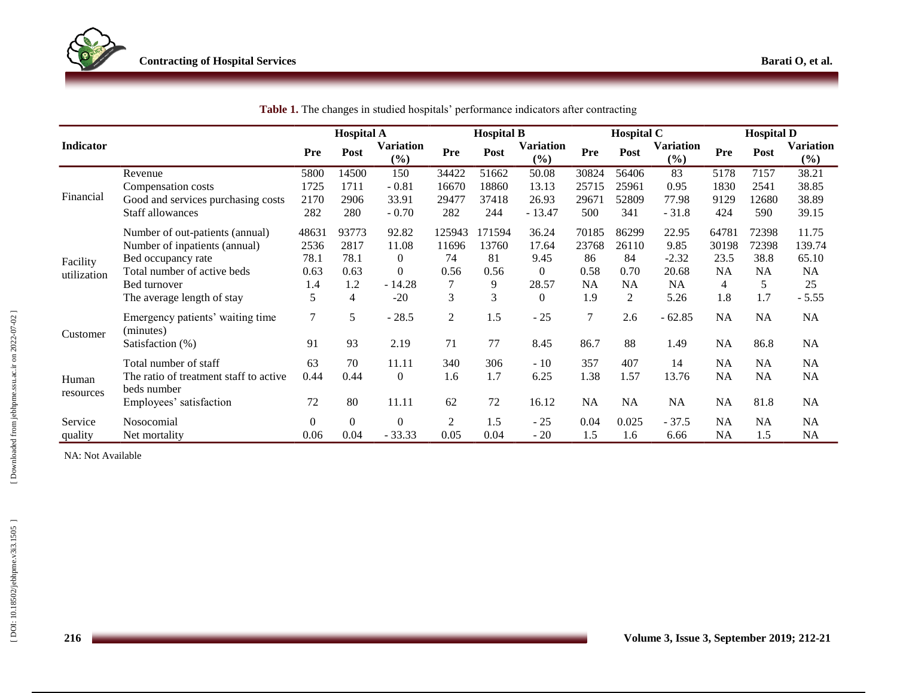**Table 1.** The changes in studied hospitals' performance indicators after contracting

| Indicator | | Hospital A | | | Hospital B | | | Hospital C | | | Hospital D | | |
|---|---|---|---|---|---|---|---|---|---|---|---|---|---|
| | | Pre | Post | Variation (%) | Pre | Post | Variation (%) | Pre | Post | Variation (%) | Pre | Post | Variation (%) |
| Financial | Revenue | 5800 | 14500 | 150 | 34422 | 51662 | 50.08 | 30824 | 56406 | 83 | 5178 | 7157 | 38.21 |
| | Compensation costs | 1725 | 1711 | - 0.81 | 16670 | 18860 | 13.13 | 25715 | 25961 | 0.95 | 1830 | 2541 | 38.85 |
| | Good and services purchasing costs | 2170 | 2906 | 33.91 | 29477 | 37418 | 26.93 | 29671 | 52809 | 77.98 | 9129 | 12680 | 38.89 |
| | Staff allowances | 282 | 280 | - 0.70 | 282 | 244 | - 13.47 | 500 | 341 | - 31.8 | 424 | 590 | 39.15 |
| Facility utilization | Number of out-patients (annual) | 48631 | 93773 | 92.82 | 125943 | 171594 | 36.24 | 70185 | 86299 | 22.95 | 64781 | 72398 | 11.75 |
| | Number of inpatients (annual) | 2536 | 2817 | 11.08 | 11696 | 13760 | 17.64 | 23768 | 26110 | 9.85 | 30198 | 72398 | 139.74 |
| | Bed occupancy rate | 78.1 | 78.1 | 0 | 74 | 81 | 9.45 | 86 | 84 | -2.32 | 23.5 | 38.8 | 65.10 |
| | Total number of active beds | 0.63 | 0.63 | 0 | 0.56 | 0.56 | 0 | 0.58 | 0.70 | 20.68 | NA | NA | NA |
| | Bed turnover | 1.4 | 1.2 | - 14.28 | 7 | 9 | 28.57 | NA | NA | NA | 4 | 5 | 25 |
| | The average length of stay | 5 | 4 | -20 | 3 | 3 | 0 | 1.9 | 2 | 5.26 | 1.8 | 1.7 | - 5.55 |
| Customer | Emergency patients' waiting time (minutes) | 7 | 5 | - 28.5 | 2 | 1.5 | - 25 | 7 | 2.6 | - 62.85 | NA | NA | NA |
| | Satisfaction (%) | 91 | 93 | 2.19 | 71 | 77 | 8.45 | 86.7 | 88 | 1.49 | NA | 86.8 | NA |
| Human resources | Total number of staff | 63 | 70 | 11.11 | 340 | 306 | - 10 | 357 | 407 | 14 | NA | NA | NA |
| | The ratio of treatment staff to active beds number | 0.44 | 0.44 | 0 | 1.6 | 1.7 | 6.25 | 1.38 | 1.57 | 13.76 | NA | NA | NA |
| | Employees' satisfaction | 72 | 80 | 11.11 | 62 | 72 | 16.12 | NA | NA | NA | NA | 81.8 | NA |
| Service quality | Nosocomial | 0 | 0 | 0 | 2 | 1.5 | - 25 | 0.04 | 0.025 | - 37.5 | NA | NA | NA |
| | Net mortality | 0.06 | 0.04 | - 33.33 | 0.05 | 0.04 | - 20 | 1.5 | 1.6 | 6.66 | NA | 1.5 | NA |

NA: Not Available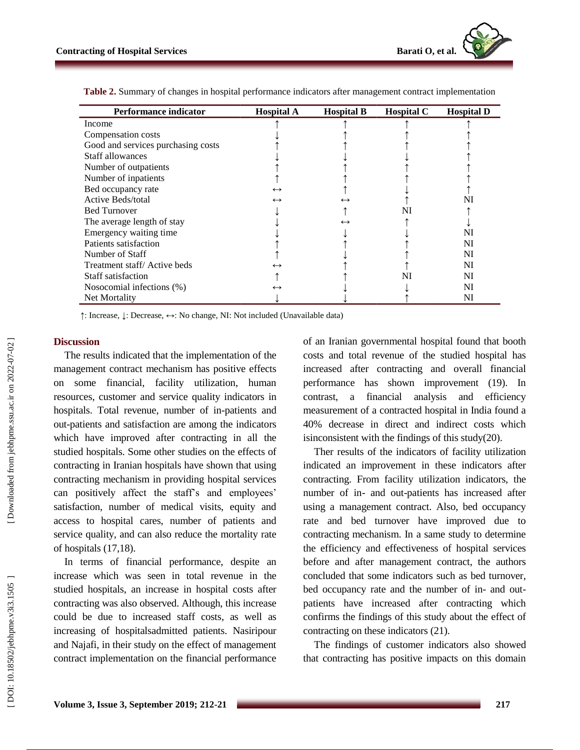**Table 2.** Summary of changes in hospital performance indicators after management contract implementation

| Performance indicator | Hospital A | Hospital B | Hospital C | Hospital D |
|---|---|---|---|---|
| Income | ↑ | ↑ | ↑ | ↑ |
| Compensation costs | ↓ | ↑ | ↑ | ↑ |
| Good and services purchasing costs | ↑ | ↑ | ↑ | ↑ |
| Staff allowances | ↓ | ↓ | ↓ | ↑ |
| Number of outpatients | ↑ | ↑ | ↑ | ↑ |
| Number of inpatients | ↑ | ↑ | ↑ | ↑ |
| Bed occupancy rate | ↔ | ↑ | ↓ | ↑ |
| Active Beds/total | ↔ | ↔ | ↑ | NI |
| Bed Turnover | ↓ | ↑ | NI | ↑ |
| The average length of stay | ↓ | ↔ | ↑ | ↓ |
| Emergency waiting time | ↓ | ↓ | ↓ | NI |
| Patients satisfaction | ↑ | ↑ | ↑ | NI |
| Number of Staff | ↑ | ↓ | ↑ | NI |
| Treatment staff/ Active beds | ↔ | ↑ | ↑ | NI |
| Staff satisfaction | ↑ | ↑ | NI | NI |
| Nosocomial infections (%) | ↔ | ↓ | ↓ | NI |
| Net Mortality | ↓ | ↓ | ↑ | NI |

↑: Increase, ↓: Decrease, ↔: No change, NI: Not included (Unavailable data)

## Discussion

The results indicated that the implementation of the management contract mechanism has positive effects on some financial, facility utilization, human resources, customer and service quality indicators in hospitals. Total revenue, number of in-patients and out-patients and satisfaction are among the indicators which have improved after contracting in all the studied hospitals. Some other studies on the effects of contracting in Iranian hospitals have shown that using contracting mechanism in providing hospital services can positively affect the staff's and employees' satisfaction, number of medical visits, equity and access to hospital cares, number of patients and service quality, and can also reduce the mortality rate of hospitals (17,18).

In terms of financial performance, despite an increase which was seen in total revenue in the studied hospitals, an increase in hospital costs after contracting was also observed. Although, this increase could be due to increased staff costs, as well as increasing of hospitalsadmitted patients. Nasiripour and Najafi, in their study on the effect of management contract implementation on the financial performance of an Iranian governmental hospital found that booth costs and total revenue of the studied hospital has increased after contracting and overall financial performance has shown improvement (19). In contrast, a financial analysis and efficiency measurement of a contracted hospital in India found a 40% decrease in direct and indirect costs which isinconsistent with the findings of this study(20).

Ther results of the indicators of facility utilization indicated an improvement in these indicators after contracting. From facility utilization indicators, the number of in- and out-patients has increased after using a management contract. Also, bed occupancy rate and bed turnover have improved due to contracting mechanism. In a same study to determine the efficiency and effectiveness of hospital services before and after management contract, the authors concluded that some indicators such as bed turnover, bed occupancy rate and the number of in- and out-patients have increased after contracting which confirms the findings of this study about the effect of contracting on these indicators (21).

The findings of customer indicators also showed that contracting has positive impacts on this domain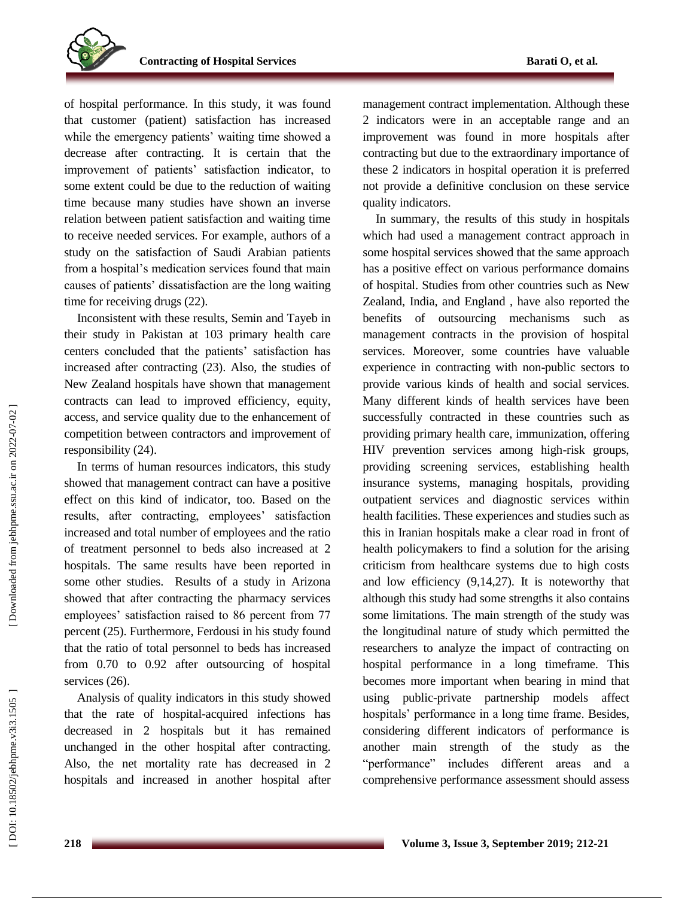of hospital performance. In this study, it was found that customer (patient) satisfaction has increased while the emergency patients' waiting time showed a decrease after contracting. It is certain that the improvement of patients' satisfaction indicator, to some extent could be due to the reduction of waiting time because many studies have shown an inverse relation between patient satisfaction and waiting time to receive needed services. For example, authors of a study on the satisfaction of Saudi Arabian patients from a hospital's medication services found that main causes of patients' dissatisfaction are the long waiting time for receiving drugs (22).

Inconsistent with these results, Semin and Tayeb in their study in Pakistan at 103 primary health care centers concluded that the patients' satisfaction has increased after contracting (23). Also, the studies of New Zealand hospitals have shown that management contracts can lead to improved efficiency, equity, access, and service quality due to the enhancement of competition between contractors and improvement of responsibility (24).

In terms of human resources indicators, this study showed that management contract can have a positive effect on this kind of indicator, too. Based on the results, after contracting, employees' satisfaction increased and total number of employees and the ratio of treatment personnel to beds also increased at 2 hospitals. The same results have been reported in some other studies. Results of a study in Arizona showed that after contracting the pharmacy services employees' satisfaction raised to 86 percent from 77 percent (25). Furthermore, Ferdousi in his study found that the ratio of total personnel to beds has increased from 0.70 to 0.92 after outsourcing of hospital services (26).

Analysis of quality indicators in this study showed that the rate of hospital-acquired infections has decreased in 2 hospitals but it has remained unchanged in the other hospital after contracting. Also, the net mortality rate has decreased in 2 hospitals and increased in another hospital after management contract implementation. Although these 2 indicators were in an acceptable range and an improvement was found in more hospitals after contracting but due to the extraordinary importance of these 2 indicators in hospital operation it is preferred not provide a definitive conclusion on these service quality indicators.

In summary, the results of this study in hospitals which had used a management contract approach in some hospital services showed that the same approach has a positive effect on various performance domains of hospital. Studies from other countries such as New Zealand, India, and England , have also reported the benefits of outsourcing mechanisms such as management contracts in the provision of hospital services. Moreover, some countries have valuable experience in contracting with non-public sectors to provide various kinds of health and social services. Many different kinds of health services have been successfully contracted in these countries such as providing primary health care, immunization, offering HIV prevention services among high-risk groups, providing screening services, establishing health insurance systems, managing hospitals, providing outpatient services and diagnostic services within health facilities. These experiences and studies such as this in Iranian hospitals make a clear road in front of health policymakers to find a solution for the arising criticism from healthcare systems due to high costs and low efficiency (9,14,27). It is noteworthy that although this study had some strengths it also contains some limitations. The main strength of the study was the longitudinal nature of study which permitted the researchers to analyze the impact of contracting on hospital performance in a long timeframe. This becomes more important when bearing in mind that using public-private partnership models affect hospitals' performance in a long time frame. Besides, considering different indicators of performance is another main strength of the study as the "performance" includes different areas and a comprehensive performance assessment should assess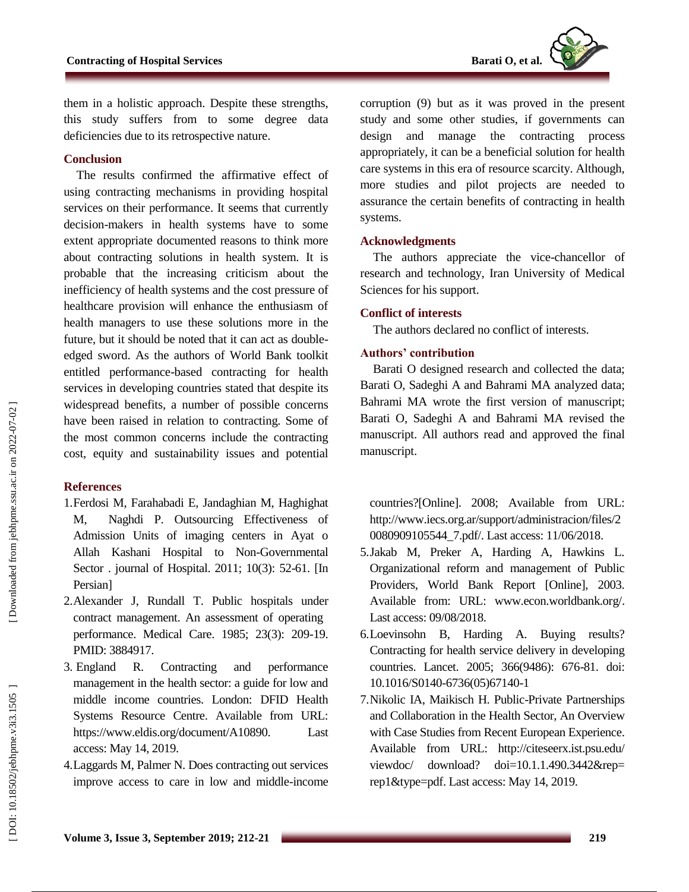them in a holistic approach. Despite these strengths, this study suffers from to some degree data deficiencies due to its retrospective nature.

## Conclusion

The results confirmed the affirmative effect of using contracting mechanisms in providing hospital services on their performance. It seems that currently decision-makers in health systems have to some extent appropriate documented reasons to think more about contracting solutions in health system. It is probable that the increasing criticism about the inefficiency of health systems and the cost pressure of healthcare provision will enhance the enthusiasm of health managers to use these solutions more in the future, but it should be noted that it can act as double-edged sword. As the authors of World Bank toolkit entitled performance-based contracting for health services in developing countries stated that despite its widespread benefits, a number of possible concerns have been raised in relation to contracting. Some of the most common concerns include the contracting cost, equity and sustainability issues and potential corruption (9) but as it was proved in the present study and some other studies, if governments can design and manage the contracting process appropriately, it can be a beneficial solution for health care systems in this era of resource scarcity. Although, more studies and pilot projects are needed to assurance the certain benefits of contracting in health systems.

## Acknowledgments

The authors appreciate the vice-chancellor of research and technology, Iran University of Medical Sciences for his support.

## Conflict of interests

The authors declared no conflict of interests.

## Authors' contribution

Barati O designed research and collected the data; Barati O, Sadeghi A and Bahrami MA analyzed data; Bahrami MA wrote the first version of manuscript; Barati O, Sadeghi A and Bahrami MA revised the manuscript. All authors read and approved the final manuscript.

## References

1. Ferdosi M, Farahabadi E, Jandaghian M, Haghighat M, Naghdi P. Outsourcing Effectiveness of Admission Units of imaging centers in Ayat o Allah Kashani Hospital to Non-Governmental Sector . journal of Hospital. 2011; 10(3): 52-61. [In Persian]
2. Alexander J, Rundall T. Public hospitals under contract management. An assessment of operating performance. Medical Care. 1985; 23(3): 209-19. PMID: 3884917.
3. England R. Contracting and performance management in the health sector: a guide for low and middle income countries. London: DFID Health Systems Resource Centre. Available from URL: https://www.eldis.org/document/A10890. Last access: May 14, 2019.
4. Laggards M, Palmer N. Does contracting out services improve access to care in low and middle-income countries?[Online]. 2008; Available from URL: http://www.iecs.org.ar/support/administracion/files/20080909105544_7.pdf/. Last access: 11/06/2018.
5. Jakab M, Preker A, Harding A, Hawkins L. Organizational reform and management of Public Providers, World Bank Report [Online], 2003. Available from: URL: www.econ.worldbank.org/. Last access: 09/08/2018.
6. Loevinsohn B, Harding A. Buying results? Contracting for health service delivery in developing countries. Lancet. 2005; 366(9486): 676-81. doi: 10.1016/S0140-6736(05)67140-1
7. Nikolic IA, Maikisch H. Public-Private Partnerships and Collaboration in the Health Sector, An Overview with Case Studies from Recent European Experience. Available from URL: http://citeseerx.ist.psu.edu/viewdoc/download?doi=10.1.1.490.3442&rep=rep1&type=pdf. Last access: May 14, 2019.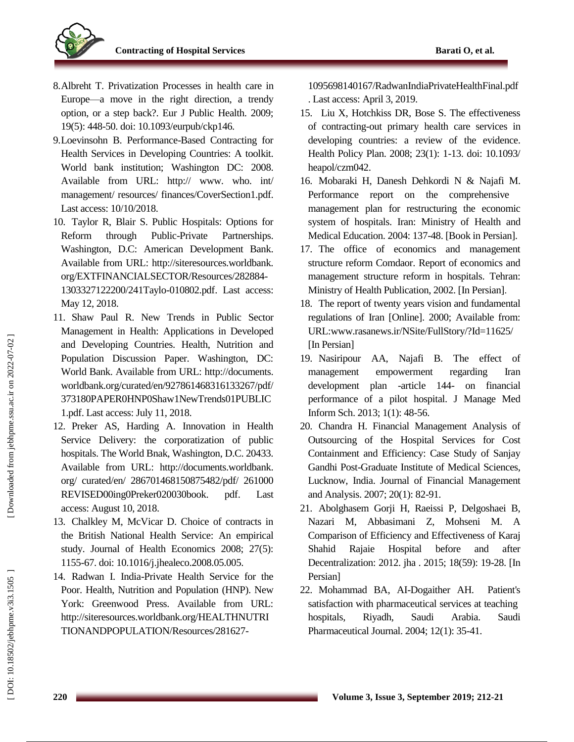8. Albreht T. Privatization Processes in health care in Europe—a move in the right direction, a trendy option, or a step back?. Eur J Public Health. 2009; 19(5): 448-50. doi: 10.1093/eurpub/ckp146.
9. Loevinsohn B. Performance-Based Contracting for Health Services in Developing Countries: A toolkit. World bank institution; Washington DC: 2008. Available from URL: http:// www. who. int/ management/ resources/ finances/CoverSection1.pdf. Last access: 10/10/2018.
10. Taylor R, Blair S. Public Hospitals: Options for Reform through Public-Private Partnerships. Washington, D.C: American Development Bank. Available from URL: http://siteresources.worldbank.org/EXTFINANCIALSECTOR/Resources/282884-1303327122200/241Taylo-010802.pdf. Last access: May 12, 2018.
11. Shaw Paul R. New Trends in Public Sector Management in Health: Applications in Developed and Developing Countries. Health, Nutrition and Population Discussion Paper. Washington, DC: World Bank. Available from URL: http://documents.worldbank.org/curated/en/927861468316133267/pdf/373180PAPER0HNP0Shaw1NewTrends01PUBLIC1.pdf. Last access: July 11, 2018.
12. Preker AS, Harding A. Innovation in Health Service Delivery: the corporatization of public hospitals. The World Bnak, Washington, D.C. 20433. Available from URL: http://documents.worldbank.org/ curated/en/ 286701468150875482/pdf/ 261000REVISED00ing0Preker020030book. pdf. Last access: August 10, 2018.
13. Chalkley M, McVicar D. Choice of contracts in the British National Health Service: An empirical study. Journal of Health Economics 2008; 27(5): 1155-67. doi: 10.1016/j.jhealeco.2008.05.005.
14. Radwan I. India-Private Health Service for the Poor. Health, Nutrition and Population (HNP). New York: Greenwood Press. Available from URL: http://siteresources.worldbank.org/HEALTHNUTRITIONANDPOPULATION/Resources/281627-1095698140167/RadwanIndiaPrivateHealthFinal.pdf. Last access: April 3, 2019.
15. Liu X, Hotchkiss DR, Bose S. The effectiveness of contracting-out primary health care services in developing countries: a review of the evidence. Health Policy Plan. 2008; 23(1): 1-13. doi: 10.1093/heapol/czm042.
16. Mobaraki H, Danesh Dehkordi N & Najafi M. Performance report on the comprehensive management plan for restructuring the economic system of hospitals. Iran: Ministry of Health and Medical Education. 2004: 137-48. [Book in Persian].
17. The office of economics and management structure reform Comdaor. Report of economics and management structure reform in hospitals. Tehran: Ministry of Health Publication, 2002. [In Persian].
18. The report of twenty years vision and fundamental regulations of Iran [Online]. 2000; Available from: URL:www.rasanews.ir/NSite/FullStory/?Id=11625/ [In Persian]
19. Nasiripour AA, Najafi B. The effect of management empowerment regarding Iran development plan -article 144- on financial performance of a pilot hospital. J Manage Med Inform Sch. 2013; 1(1): 48-56.
20. Chandra H. Financial Management Analysis of Outsourcing of the Hospital Services for Cost Containment and Efficiency: Case Study of Sanjay Gandhi Post-Graduate Institute of Medical Sciences, Lucknow, India. Journal of Financial Management and Analysis. 2007; 20(1): 82-91.
21. Abolghasem Gorji H, Raeissi P, Delgoshaei B, Nazari M, Abbasimani Z, Mohseni M. A Comparison of Efficiency and Effectiveness of Karaj Shahid Rajaie Hospital before and after Decentralization: 2012. jha . 2015; 18(59): 19-28. [In Persian]
22. Mohammad BA, AI-Dogaither AH. Patient's satisfaction with pharmaceutical services at teaching hospitals, Riyadh, Saudi Arabia. Saudi Pharmaceutical Journal. 2004; 12(1): 35-41.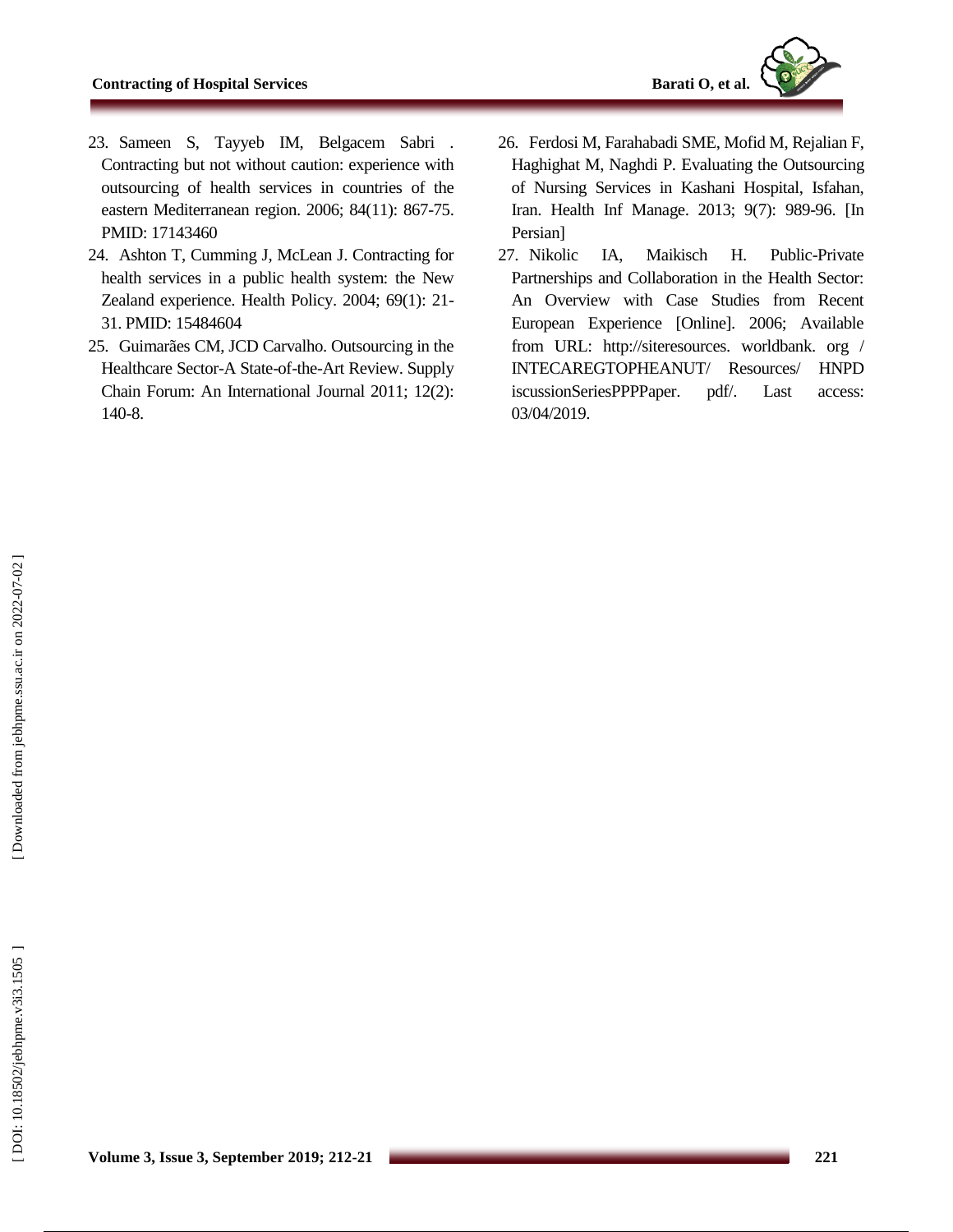23. Sameen S, Tayyeb IM, Belgacem Sabri . Contracting but not without caution: experience with outsourcing of health services in countries of the eastern Mediterranean region. 2006; 84(11): 867-75. PMID: 17143460
24. Ashton T, Cumming J, McLean J. Contracting for health services in a public health system: the New Zealand experience. Health Policy. 2004; 69(1): 21-31. PMID: 15484604
25. Guimarães CM, JCD Carvalho. Outsourcing in the Healthcare Sector-A State-of-the-Art Review. Supply Chain Forum: An International Journal 2011; 12(2): 140-8.
26. Ferdosi M, Farahabadi SME, Mofid M, Rejalian F, Haghighat M, Naghdi P. Evaluating the Outsourcing of Nursing Services in Kashani Hospital, Isfahan, Iran. Health Inf Manage. 2013; 9(7): 989-96. [In Persian]
27. Nikolic IA, Maikisch H. Public-Private Partnerships and Collaboration in the Health Sector: An Overview with Case Studies from Recent European Experience [Online]. 2006; Available from URL: http://siteresources. worldbank. org / INTECAREGTOPHEANUT/ Resources/ HNPD iscussionSeriesPPPPaper. pdf/. Last access: 03/04/2019.